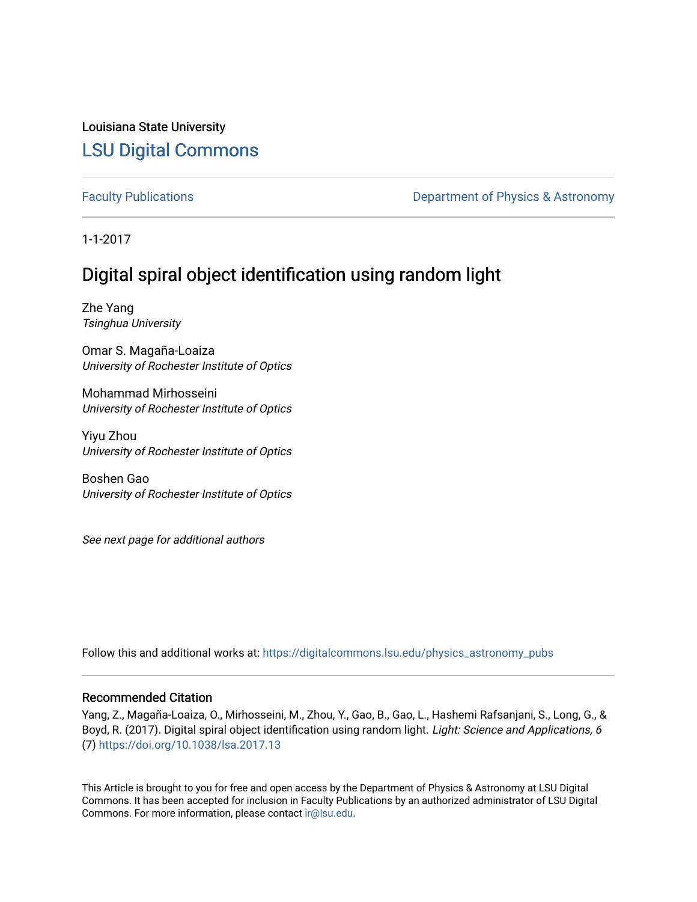Louisiana State University

## LSU Digital Commons

Faculty Publications | Department of Physics & Astronomy

1-1-2017

# Digital spiral object identification using random light

Zhe Yang
*Tsinghua University*

Omar S. Magaña-Loaiza
*University of Rochester Institute of Optics*

Mohammad Mirhosseini
*University of Rochester Institute of Optics*

Yiyu Zhou
*University of Rochester Institute of Optics*

Boshen Gao
*University of Rochester Institute of Optics*

*See next page for additional authors*

Follow this and additional works at: https://digitalcommons.lsu.edu/physics_astronomy_pubs

### Recommended Citation

Yang, Z., Magaña-Loaiza, O., Mirhosseini, M., Zhou, Y., Gao, B., Gao, L., Hashemi Rafsanjani, S., Long, G., & Boyd, R. (2017). Digital spiral object identification using random light. *Light: Science and Applications, 6* (7) https://doi.org/10.1038/lsa.2017.13

This Article is brought to you for free and open access by the Department of Physics & Astronomy at LSU Digital Commons. It has been accepted for inclusion in Faculty Publications by an authorized administrator of LSU Digital Commons. For more information, please contact ir@lsu.edu.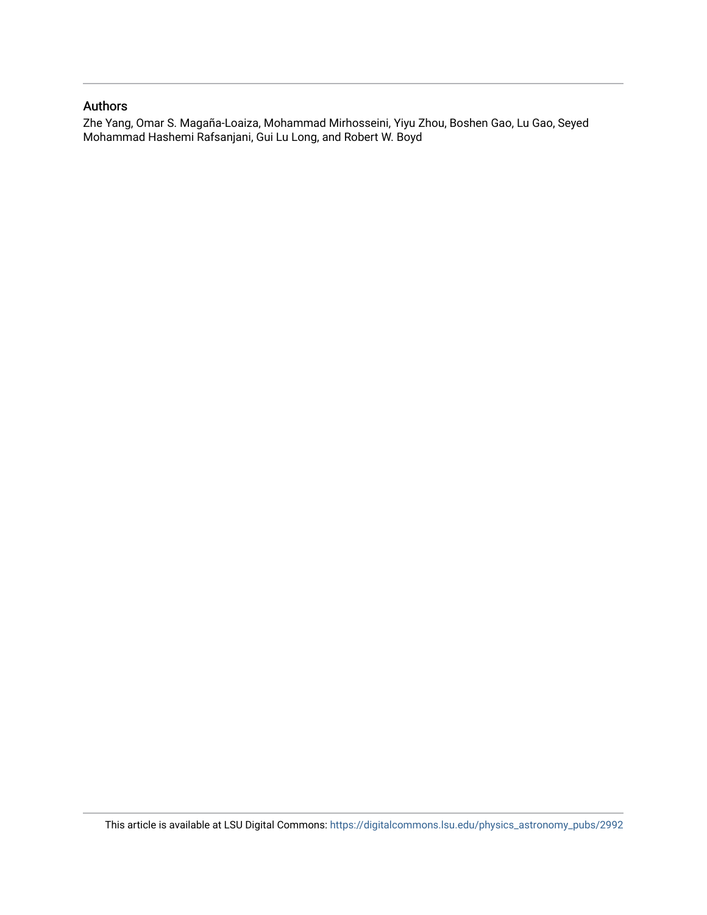## Authors

Zhe Yang, Omar S. Magaña-Loaiza, Mohammad Mirhosseini, Yiyu Zhou, Boshen Gao, Lu Gao, Seyed Mohammad Hashemi Rafsanjani, Gui Lu Long, and Robert W. Boyd

This article is available at LSU Digital Commons: https://digitalcommons.lsu.edu/physics_astronomy_pubs/2992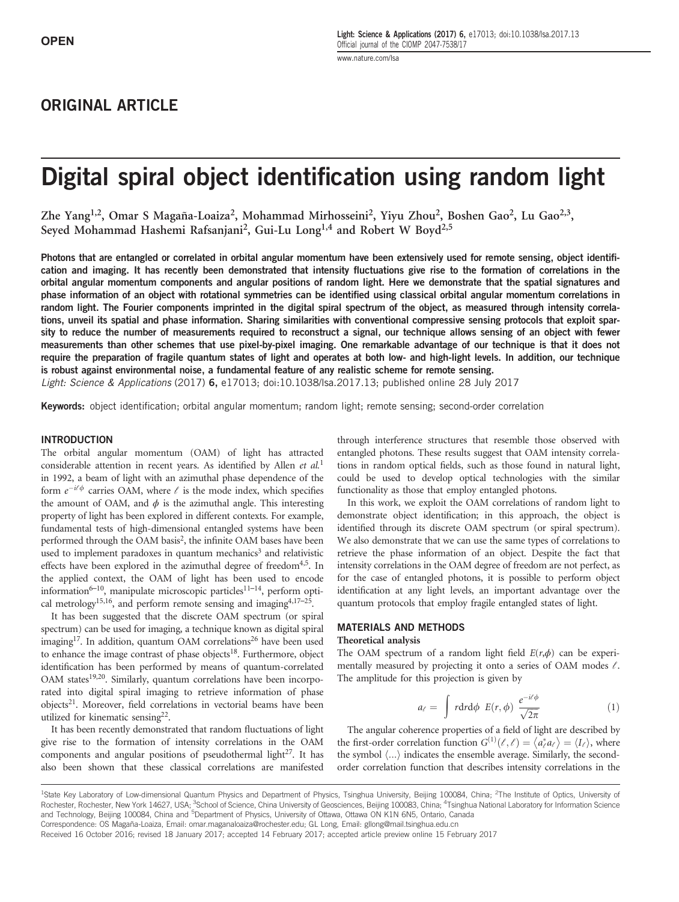# Digital spiral object identification using random light

Zhe Yang[1,2], Omar S Magaña-Loaiza[2], Mohammad Mirhosseini[2], Yiyu Zhou[2], Boshen Gao[2], Lu Gao[2,3], Seyed Mohammad Hashemi Rafsanjani[2], Gui-Lu Long[1,4] and Robert W Boyd[2,5]

**Photons that are entangled or correlated in orbital angular momentum have been extensively used for remote sensing, object identification and imaging. It has recently been demonstrated that intensity fluctuations give rise to the formation of correlations in the orbital angular momentum components and angular positions of random light. Here we demonstrate that the spatial signatures and phase information of an object with rotational symmetries can be identified using classical orbital angular momentum correlations in random light. The Fourier components imprinted in the digital spiral spectrum of the object, as measured through intensity correlations, unveil its spatial and phase information. Sharing similarities with conventional compressive sensing protocols that exploit sparsity to reduce the number of measurements required to reconstruct a signal, our technique allows sensing of an object with fewer measurements than other schemes that use pixel-by-pixel imaging. One remarkable advantage of our technique is that it does not require the preparation of fragile quantum states of light and operates at both low- and high-light levels. In addition, our technique is robust against environmental noise, a fundamental feature of any realistic scheme for remote sensing.**

*Light: Science & Applications* (2017) **6**, e17013; doi:10.1038/lsa.2017.13; published online 28 July 2017

**Keywords:** object identification; orbital angular momentum; random light; remote sensing; second-order correlation

## INTRODUCTION

The orbital angular momentum (OAM) of light has attracted considerable attention in recent years. As identified by Allen *et al.*[1] in 1992, a beam of light with an azimuthal phase dependence of the form $e^{-i\ell\phi}$ carries OAM, where $\ell$ is the mode index, which specifies the amount of OAM, and $\phi$ is the azimuthal angle. This interesting property of light has been explored in different contexts. For example, fundamental tests of high-dimensional entangled systems have been performed through the OAM basis[2], the infinite OAM bases have been used to implement paradoxes in quantum mechanics[3] and relativistic effects have been explored in the azimuthal degree of freedom[4,5]. In the applied context, the OAM of light has been used to encode information[6–10], manipulate microscopic particles[11–14], perform optical metrology[15,16], and perform remote sensing and imaging[4,17–25].

It has been suggested that the discrete OAM spectrum (or spiral spectrum) can be used for imaging, a technique known as digital spiral imaging[17]. In addition, quantum OAM correlations[26] have been used to enhance the image contrast of phase objects[18]. Furthermore, object identification has been performed by means of quantum-correlated OAM states[19,20]. Similarly, quantum correlations have been incorporated into digital spiral imaging to retrieve information of phase objects[21]. Moreover, field correlations in vectorial beams have been utilized for kinematic sensing[22].

It has been recently demonstrated that random fluctuations of light give rise to the formation of intensity correlations in the OAM components and angular positions of pseudothermal light[27]. It has also been shown that these classical correlations are manifested through interference structures that resemble those observed with entangled photons. These results suggest that OAM intensity correlations in random optical fields, such as those found in natural light, could be used to develop optical technologies with the similar functionality as those that employ entangled photons.

In this work, we exploit the OAM correlations of random light to demonstrate object identification; in this approach, the object is identified through its discrete OAM spectrum (or spiral spectrum). We also demonstrate that we can use the same types of correlations to retrieve the phase information of an object. Despite the fact that intensity correlations in the OAM degree of freedom are not perfect, as for the case of entangled photons, it is possible to perform object identification at any light levels, an important advantage over the quantum protocols that employ fragile entangled states of light.

## MATERIALS AND METHODS

### Theoretical analysis

The OAM spectrum of a random light field $E(r,\phi)$ can be experimentally measured by projecting it onto a series of OAM modes $\ell$. The amplitude for this projection is given by

$$a_\ell = \int r\mathrm{d}r\mathrm{d}\phi \; E(r,\phi) \; \frac{e^{-i\ell\phi}}{\sqrt{2\pi}} \tag{1}$$

The angular coherence properties of a field of light are described by the first-order correlation function $G^{(1)}(\ell,\ell) = \langle a_\ell^* a_\ell \rangle = \langle I_\ell \rangle$, where the symbol $\langle \ldots \rangle$ indicates the ensemble average. Similarly, the second-order correlation function that describes intensity correlations in the

[1]State Key Laboratory of Low-dimensional Quantum Physics and Department of Physics, Tsinghua University, Beijing 100084, China; [2]The Institute of Optics, University of Rochester, Rochester, New York 14627, USA; [3]School of Science, China University of Geosciences, Beijing 100083, China; [4]Tsinghua National Laboratory for Information Science and Technology, Beijing 100084, China and [5]Department of Physics, University of Ottawa, Ottawa ON K1N 6N5, Ontario, Canada

Correspondence: OS Magaña-Loaiza, Email: omar.maganaloaiza@rochester.edu; GL Long, Email: gllong@mail.tsinghua.edu.cn

Received 16 October 2016; revised 18 January 2017; accepted 14 February 2017; accepted article preview online 15 February 2017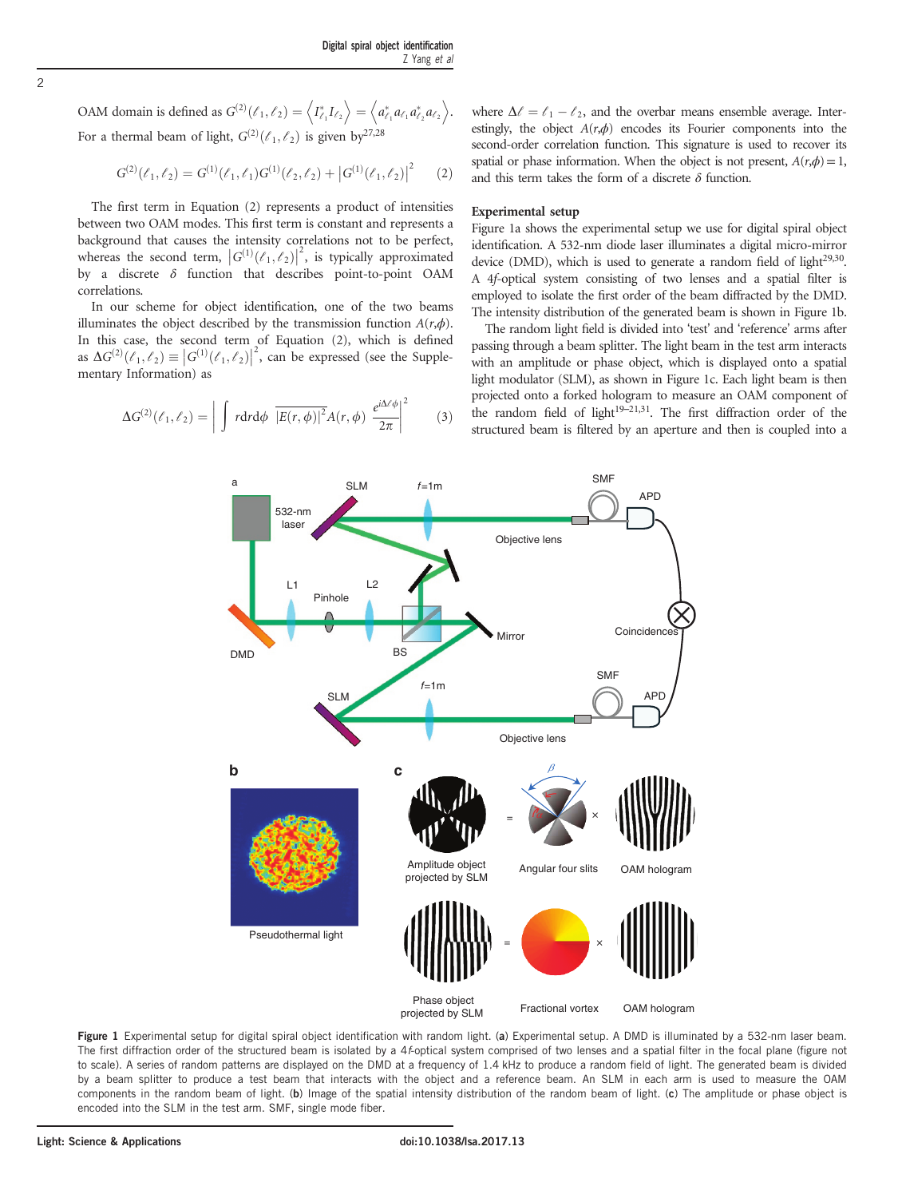OAM domain is defined as $G^{(2)}(\ell_1,\ell_2) = \left\langle I^*_{\ell_1} I_{\ell_2} \right\rangle = \left\langle a^*_{\ell_1} a_{\ell_1} a^*_{\ell_2} a_{\ell_2} \right\rangle$. For a thermal beam of light, $G^{(2)}(\ell_1,\ell_2)$ is given by[27,28]

$$G^{(2)}(\ell_1,\ell_2) = G^{(1)}(\ell_1,\ell_1)G^{(1)}(\ell_2,\ell_2) + \left|G^{(1)}(\ell_1,\ell_2)\right|^2 \quad (2)$$

The first term in Equation (2) represents a product of intensities between two OAM modes. This first term is constant and represents a background that causes the intensity correlations not to be perfect, whereas the second term, $\left|G^{(1)}(\ell_1,\ell_2)\right|^2$, is typically approximated by a discrete $\delta$ function that describes point-to-point OAM correlations.

In our scheme for object identification, one of the two beams illuminates the object described by the transmission function $A(r,\phi)$. In this case, the second term of Equation (2), which is defined as $\Delta G^{(2)}(\ell_1,\ell_2) \equiv \left|G^{(1)}(\ell_1,\ell_2)\right|^2$, can be expressed (see the Supplementary Information) as

$$\Delta G^{(2)}(\ell_1,\ell_2) = \left| \int r\mathrm{d}r\mathrm{d}\phi \ \overline{|E(r,\phi)|^2} A(r,\phi) \ \frac{e^{i\Delta\ell\phi}}{2\pi} \right|^2 \quad (3)$$

where $\Delta\ell = \ell_1 - \ell_2$, and the overbar means ensemble average. Interestingly, the object $A(r,\phi)$ encodes its Fourier components into the second-order correlation function. This signature is used to recover its spatial or phase information. When the object is not present, $A(r,\phi) = 1$, and this term takes the form of a discrete $\delta$ function.

## Experimental setup

Figure 1a shows the experimental setup we use for digital spiral object identification. A 532-nm diode laser illuminates a digital micro-mirror device (DMD), which is used to generate a random field of light[29,30]. A 4*f*-optical system consisting of two lenses and a spatial filter is employed to isolate the first order of the beam diffracted by the DMD. The intensity distribution of the generated beam is shown in Figure 1b.

The random light field is divided into 'test' and 'reference' arms after passing through a beam splitter. The light beam in the test arm interacts with an amplitude or phase object, which is displayed onto a spatial light modulator (SLM), as shown in Figure 1c. Each light beam is then projected onto a forked hologram to measure an OAM component of the random field of light[19–21,31]. The first diffraction order of the structured beam is filtered by an aperture and then is coupled into a

**Figure 1** Experimental setup for digital spiral object identification with random light. (**a**) Experimental setup. A DMD is illuminated by a 532-nm laser beam. The first diffraction order of the structured beam is isolated by a 4*f*-optical system comprised of two lenses and a spatial filter in the focal plane (figure not to scale). A series of random patterns are displayed on the DMD at a frequency of 1.4 kHz to produce a random field of light. The generated beam is divided by a beam splitter to produce a test beam that interacts with an object and a reference beam. An SLM in each arm is used to measure the OAM components in the random beam of light. (**b**) Image of the spatial intensity distribution of the random beam of light. (**c**) The amplitude or phase object is encoded into the SLM in the test arm. SMF, single mode fiber.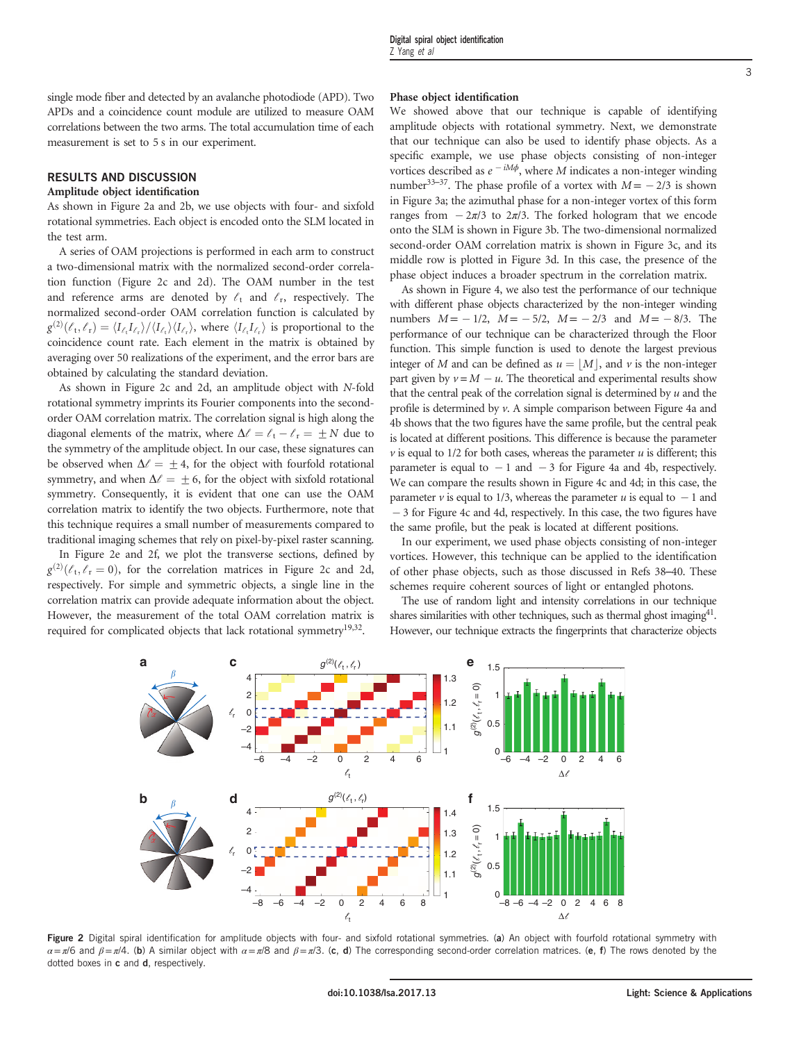single mode fiber and detected by an avalanche photodiode (APD). Two APDs and a coincidence count module are utilized to measure OAM correlations between the two arms. The total accumulation time of each measurement is set to 5 s in our experiment.

## RESULTS AND DISCUSSION

### Amplitude object identification

As shown in Figure 2a and 2b, we use objects with four- and sixfold rotational symmetries. Each object is encoded onto the SLM located in the test arm.

A series of OAM projections is performed in each arm to construct a two-dimensional matrix with the normalized second-order correlation function (Figure 2c and 2d). The OAM number in the test and reference arms are denoted by $\ell_t$ and $\ell_r$, respectively. The normalized second-order OAM correlation function is calculated by $g^{(2)}(\ell_t, \ell_r) = \langle I_{\ell_t} I_{\ell_r} \rangle / \langle I_{\ell_t} \rangle \langle I_{\ell_r} \rangle$, where $\langle I_{\ell_t} I_{\ell_r} \rangle$ is proportional to the coincidence count rate. Each element in the matrix is obtained by averaging over 50 realizations of the experiment, and the error bars are obtained by calculating the standard deviation.

As shown in Figure 2c and 2d, an amplitude object with $N$-fold rotational symmetry imprints its Fourier components into the second-order OAM correlation matrix. The correlation signal is high along the diagonal elements of the matrix, where $\Delta\ell = \ell_t - \ell_r = \pm N$ due to the symmetry of the amplitude object. In our case, these signatures can be observed when $\Delta\ell = \pm 4$, for the object with fourfold rotational symmetry, and when $\Delta\ell = \pm 6$, for the object with sixfold rotational symmetry. Consequently, it is evident that one can use the OAM correlation matrix to identify the two objects. Furthermore, note that this technique requires a small number of measurements compared to traditional imaging schemes that rely on pixel-by-pixel raster scanning.

In Figure 2e and 2f, we plot the transverse sections, defined by $g^{(2)}(\ell_t, \ell_r = 0)$, for the correlation matrices in Figure 2c and 2d, respectively. For simple and symmetric objects, a single line in the correlation matrix can provide adequate information about the object. However, the measurement of the total OAM correlation matrix is required for complicated objects that lack rotational symmetry[19,32].

### Phase object identification

We showed above that our technique is capable of identifying amplitude objects with rotational symmetry. Next, we demonstrate that our technique can also be used to identify phase objects. As a specific example, we use phase objects consisting of non-integer vortices described as $e^{-iM\phi}$, where $M$ indicates a non-integer winding number[33–37]. The phase profile of a vortex with $M = -2/3$ is shown in Figure 3a; the azimuthal phase for a non-integer vortex of this form ranges from $-2\pi/3$ to $2\pi/3$. The forked hologram that we encode onto the SLM is shown in Figure 3b. The two-dimensional normalized second-order OAM correlation matrix is shown in Figure 3c, and its middle row is plotted in Figure 3d. In this case, the presence of the phase object induces a broader spectrum in the correlation matrix.

As shown in Figure 4, we also test the performance of our technique with different phase objects characterized by the non-integer winding numbers $M = -1/2$, $M = -5/2$, $M = -2/3$ and $M = -8/3$. The performance of our technique can be characterized through the Floor function. This simple function is used to denote the largest previous integer of $M$ and can be defined as $u = \lfloor M \rfloor$, and $v$ is the non-integer part given by $v = M - u$. The theoretical and experimental results show that the central peak of the correlation signal is determined by $u$ and the profile is determined by $v$. A simple comparison between Figure 4a and 4b shows that the two figures have the same profile, but the central peak is located at different positions. This difference is because the parameter $v$ is equal to 1/2 for both cases, whereas the parameter $u$ is different; this parameter is equal to $-1$ and $-3$ for Figure 4a and 4b, respectively. We can compare the results shown in Figure 4c and 4d; in this case, the parameter $v$ is equal to 1/3, whereas the parameter $u$ is equal to $-1$ and $-3$ for Figure 4c and 4d, respectively. In this case, the two figures have the same profile, but the peak is located at different positions.

In our experiment, we used phase objects consisting of non-integer vortices. However, this technique can be applied to the identification of other phase objects, such as those discussed in Refs 38–40. These schemes require coherent sources of light or entangled photons.

The use of random light and intensity correlations in our technique shares similarities with other techniques, such as thermal ghost imaging[41]. However, our technique extracts the fingerprints that characterize objects

**Figure 2** Digital spiral identification for amplitude objects with four- and sixfold rotational symmetries. (**a**) An object with fourfold rotational symmetry with $\alpha = \pi/6$ and $\beta = \pi/4$. (**b**) A similar object with $\alpha = \pi/8$ and $\beta = \pi/3$. (**c**, **d**) The corresponding second-order correlation matrices. (**e**, **f**) The rows denoted by the dotted boxes in **c** and **d**, respectively.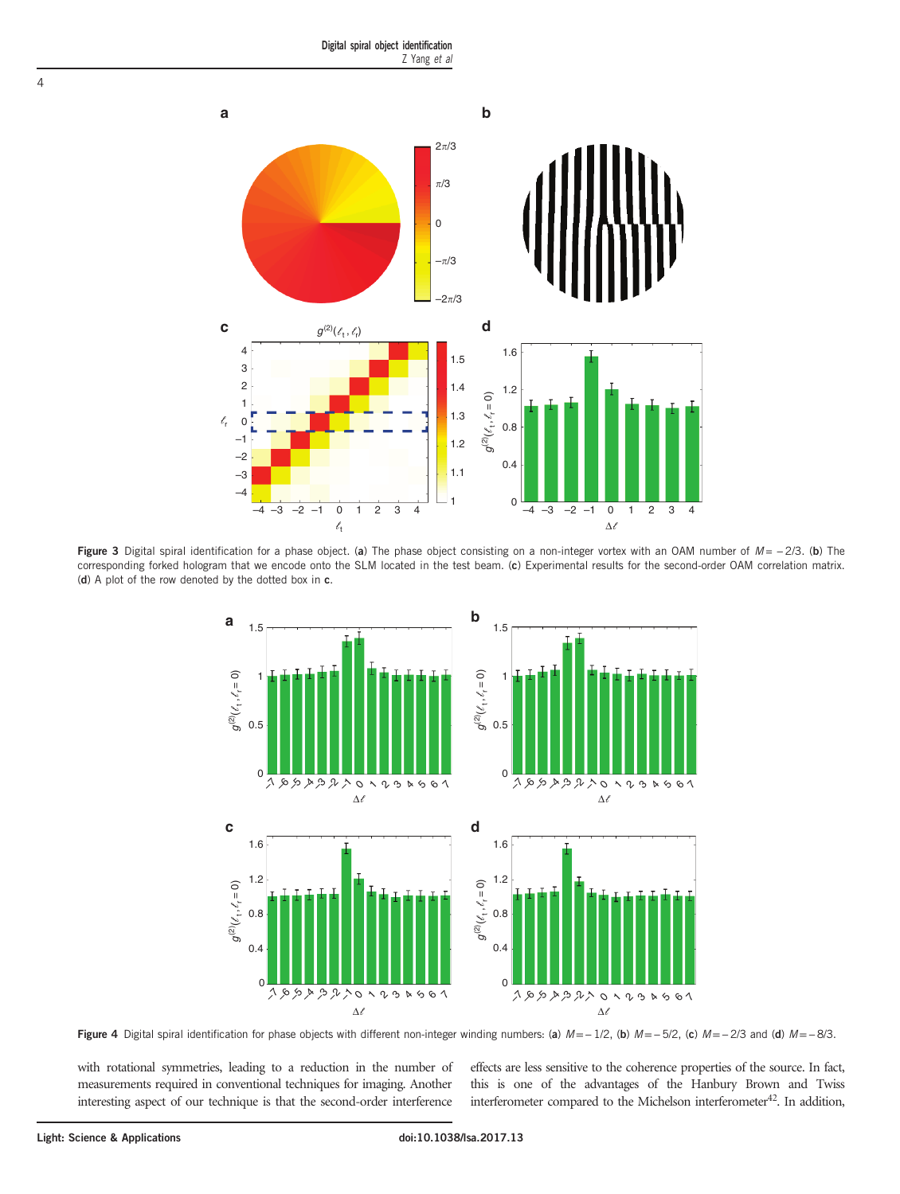**Figure 3** Digital spiral identification for a phase object. (**a**) The phase object consisting on a non-integer vortex with an OAM number of $M = -2/3$. (**b**) The corresponding forked hologram that we encode onto the SLM located in the test beam. (**c**) Experimental results for the second-order OAM correlation matrix. (**d**) A plot of the row denoted by the dotted box in **c**.

**Figure 4** Digital spiral identification for phase objects with different non-integer winding numbers: (**a**) $M = -1/2$, (**b**) $M = -5/2$, (**c**) $M = -2/3$ and (**d**) $M = -8/3$.

with rotational symmetries, leading to a reduction in the number of measurements required in conventional techniques for imaging. Another interesting aspect of our technique is that the second-order interference effects are less sensitive to the coherence properties of the source. In fact, this is one of the advantages of the Hanbury Brown and Twiss interferometer compared to the Michelson interferometer[42]. In addition,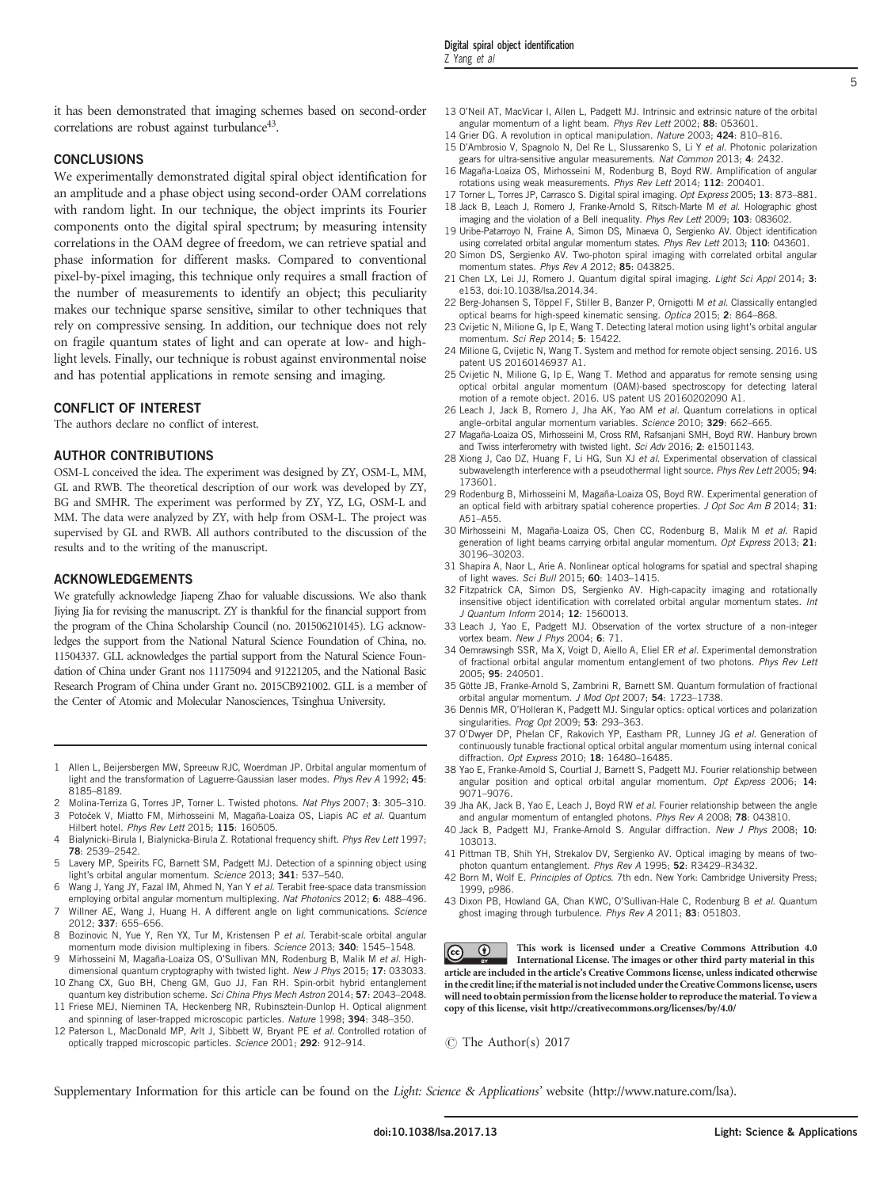it has been demonstrated that imaging schemes based on second-order correlations are robust against turbulence[43].

## CONCLUSIONS

We experimentally demonstrated digital spiral object identification for an amplitude and a phase object using second-order OAM correlations with random light. In our technique, the object imprints its Fourier components onto the digital spiral spectrum; by measuring intensity correlations in the OAM degree of freedom, we can retrieve spatial and phase information for different masks. Compared to conventional pixel-by-pixel imaging, this technique only requires a small fraction of the number of measurements to identify an object; this peculiarity makes our technique sparse sensitive, similar to other techniques that rely on compressive sensing. In addition, our technique does not rely on fragile quantum states of light and can operate at low- and high-light levels. Finally, our technique is robust against environmental noise and has potential applications in remote sensing and imaging.

## CONFLICT OF INTEREST

The authors declare no conflict of interest.

## AUTHOR CONTRIBUTIONS

OSM-L conceived the idea. The experiment was designed by ZY, OSM-L, MM, GL and RWB. The theoretical description of our work was developed by ZY, BG and SMHR. The experiment was performed by ZY, YZ, LG, OSM-L and MM. The data were analyzed by ZY, with help from OSM-L. The project was supervised by GL and RWB. All authors contributed to the discussion of the results and to the writing of the manuscript.

## ACKNOWLEDGEMENTS

We gratefully acknowledge Jiapeng Zhao for valuable discussions. We also thank Jiying Jia for revising the manuscript. ZY is thankful for the financial support from the program of the China Scholarship Council (no. 201506210145). LG acknowledges the support from the National Natural Science Foundation of China, no. 11504337. GLL acknowledges the partial support from the Natural Science Foundation of China under Grant nos 11175094 and 91221205, and the National Basic Research Program of China under Grant no. 2015CB921002. GLL is a member of the Center of Atomic and Molecular Nanosciences, Tsinghua University.

1 Allen L, Beijersbergen MW, Spreeuw RJC, Woerdman JP. Orbital angular momentum of light and the transformation of Laguerre-Gaussian laser modes. *Phys Rev A* 1992; **45**: 8185–8189.
2 Molina-Terriza G, Torres JP, Torner L. Twisted photons. *Nat Phys* 2007; **3**: 305–310.
3 Potoček V, Miatto FM, Mirhosseini M, Magaña-Loaiza OS, Liapis AC *et al*. Quantum Hilbert hotel. *Phys Rev Lett* 2015; **115**: 160505.
4 Bialynicki-Birula I, Bialynicka-Birula Z. Rotational frequency shift. *Phys Rev Lett* 1997; **78**: 2539–2542.
5 Lavery MP, Speirits FC, Barnett SM, Padgett MJ. Detection of a spinning object using light's orbital angular momentum. *Science* 2013; **341**: 537–540.
6 Wang J, Yang JY, Fazal IM, Ahmed N, Yan Y *et al*. Terabit free-space data transmission employing orbital angular momentum multiplexing. *Nat Photonics* 2012; **6**: 488–496.
7 Willner AE, Wang J, Huang H. A different angle on light communications. *Science* 2012; **337**: 655–656.
8 Bozinovic N, Yue Y, Ren YX, Tur M, Kristensen P *et al*. Terabit-scale orbital angular momentum mode division multiplexing in fibers. *Science* 2013; **340**: 1545–1548.
9 Mirhosseini M, Magaña-Loaiza OS, O'Sullivan MN, Rodenburg B, Malik M *et al*. High-dimensional quantum cryptography with twisted light. *New J Phys* 2015; **17**: 033033.
10 Zhang CX, Guo BH, Cheng GM, Guo JJ, Fan RH. Spin-orbit hybrid entanglement quantum key distribution scheme. *Sci China Phys Mech Astron* 2014; **57**: 2043–2048.
11 Friese MEJ, Nieminen TA, Heckenberg NR, Rubinsztein-Dunlop H. Optical alignment and spinning of laser-trapped microscopic particles. *Nature* 1998; **394**: 348–350.
12 Paterson L, MacDonald MP, Arlt J, Sibbett W, Bryant PE *et al*. Controlled rotation of optically trapped microscopic particles. *Science* 2001; **292**: 912–914.
13 O'Neil AT, MacVicar I, Allen L, Padgett MJ. Intrinsic and extrinsic nature of the orbital angular momentum of a light beam. *Phys Rev Lett* 2002; **88**: 053601.
14 Grier DG. A revolution in optical manipulation. *Nature* 2003; **424**: 810–816.
15 D'Ambrosio V, Spagnolo N, Del Re L, Slussarenko S, Li Y *et al*. Photonic polarization gears for ultra-sensitive angular measurements. *Nat Commun* 2013; **4**: 2432.
16 Magaña-Loaiza OS, Mirhosseini M, Rodenburg B, Boyd RW. Amplification of angular rotations using weak measurements. *Phys Rev Lett* 2014; **112**: 200401.
17 Torner L, Torres JP, Carrasco S. Digital spiral imaging. *Opt Express* 2005; **13**: 873–881.
18 Jack B, Leach J, Romero J, Franke-Arnold S, Ritsch-Marte M *et al*. Holographic ghost imaging and the violation of a Bell inequality. *Phys Rev Lett* 2009; **103**: 083602.
19 Uribe-Patarroyo N, Fraine A, Simon DS, Minaeva O, Sergienko AV. Object identification using correlated orbital angular momentum states. *Phys Rev Lett* 2013; **110**: 043601.
20 Simon DS, Sergienko AV. Two-photon spiral imaging with correlated orbital angular momentum states. *Phys Rev A* 2012; **85**: 043825.
21 Chen LX, Lei JJ, Romero J. Quantum digital spiral imaging. *Light Sci Appl* 2014; **3**: e153, doi:10.1038/lsa.2014.34.
22 Berg-Johansen S, Töppel F, Stiller B, Banzer P, Ornigotti M *et al*. Classically entangled optical beams for high-speed kinematic sensing. *Optica* 2015; **2**: 864–868.
23 Cvijetic N, Milione G, Ip E, Wang T. Detecting lateral motion using light's orbital angular momentum. *Sci Rep* 2014; **5**: 15422.
24 Milione G, Cvijetic N, Wang T. System and method for remote object sensing. 2016. US patent US 20160146937 A1.
25 Cvijetic N, Milione G, Ip E, Wang T. Method and apparatus for remote sensing using optical orbital angular momentum (OAM)-based spectroscopy for detecting lateral motion of a remote object. 2016. US patent US 20160202090 A1.
26 Leach J, Jack B, Romero J, Jha AK, Yao AM *et al*. Quantum correlations in optical angle–orbital angular momentum variables. *Science* 2010; **329**: 662–665.
27 Magaña-Loaiza OS, Mirhosseini M, Cross RM, Rafsanjani SMH, Boyd RW. Hanbury brown and Twiss interferometry with twisted light. *Sci Adv* 2016; **2**: e1501143.
28 Xiong J, Cao DZ, Huang F, Li HG, Sun XJ *et al*. Experimental observation of classical subwavelength interference with a pseudothermal light source. *Phys Rev Lett* 2005; **94**: 173601.
29 Rodenburg B, Mirhosseini M, Magaña-Loaiza OS, Boyd RW. Experimental generation of an optical field with arbitrary spatial coherence properties. *J Opt Soc Am B* 2014; **31**: A51–A55.
30 Mirhosseini M, Magaña-Loaiza OS, Chen CC, Rodenburg B, Malik M *et al*. Rapid generation of light beams carrying orbital angular momentum. *Opt Express* 2013; **21**: 30196–30203.
31 Shapira A, Naor L, Arie A. Nonlinear optical holograms for spatial and spectral shaping of light waves. *Sci Bull* 2015; **60**: 1403–1415.
32 Fitzpatrick CA, Simon DS, Sergienko AV. High-capacity imaging and rotationally insensitive object identification with correlated orbital angular momentum states. *Int J Quantum Inform* 2014; **12**: 1560013.
33 Leach J, Yao E, Padgett MJ. Observation of the vortex structure of a non-integer vortex beam. *New J Phys* 2004; **6**: 71.
34 Oemrawsingh SSR, Ma X, Voigt D, Aiello A, Eliel ER *et al*. Experimental demonstration of fractional orbital angular momentum entanglement of two photons. *Phys Rev Lett* 2005; **95**: 240501.
35 Götte JB, Franke-Arnold S, Zambrini R, Barnett SM. Quantum formulation of fractional orbital angular momentum. *J Mod Opt* 2007; **54**: 1723–1738.
36 Dennis MR, O'Holleran K, Padgett MJ. Singular optics: optical vortices and polarization singularities. *Prog Opt* 2009; **53**: 293–363.
37 O'Dwyer DP, Phelan CF, Rakovich YP, Eastham PR, Lunney JG *et al*. Generation of continuously tunable fractional optical orbital angular momentum using internal conical diffraction. *Opt Express* 2010; **18**: 16480–16485.
38 Yao E, Franke-Arnold S, Courtial J, Barnett S, Padgett MJ. Fourier relationship between angular position and optical orbital angular momentum. *Opt Express* 2006; **14**: 9071–9076.
39 Jha AK, Jack B, Yao E, Leach J, Boyd RW *et al*. Fourier relationship between the angle and angular momentum of entangled photons. *Phys Rev A* 2008; **78**: 043810.
40 Jack B, Padgett MJ, Franke-Arnold S. Angular diffraction. *New J Phys* 2008; **10**: 103013.
41 Pittman TB, Shih YH, Strekalov DV, Sergienko AV. Optical imaging by means of two-photon quantum entanglement. *Phys Rev A* 1995; **52**: R3429–R3432.
42 Born M, Wolf E. *Principles of Optics*. 7th edn. New York: Cambridge University Press; 1999, p986.
43 Dixon PB, Howland GA, Chan KWC, O'Sullivan-Hale C, Rodenburg B *et al*. Quantum ghost imaging through turbulence. *Phys Rev A* 2011; **83**: 051803.

**This work is licensed under a Creative Commons Attribution 4.0 International License. The images or other third party material in this article are included in the article's Creative Commons license, unless indicated otherwise in the credit line; if the material is not included under the Creative Commons license, users will need to obtain permission from the license holder to reproduce the material. To view a copy of this license, visit http://creativecommons.org/licenses/by/4.0/**

© The Author(s) 2017

Supplementary Information for this article can be found on the *Light: Science & Applications*' website (http://www.nature.com/lsa).